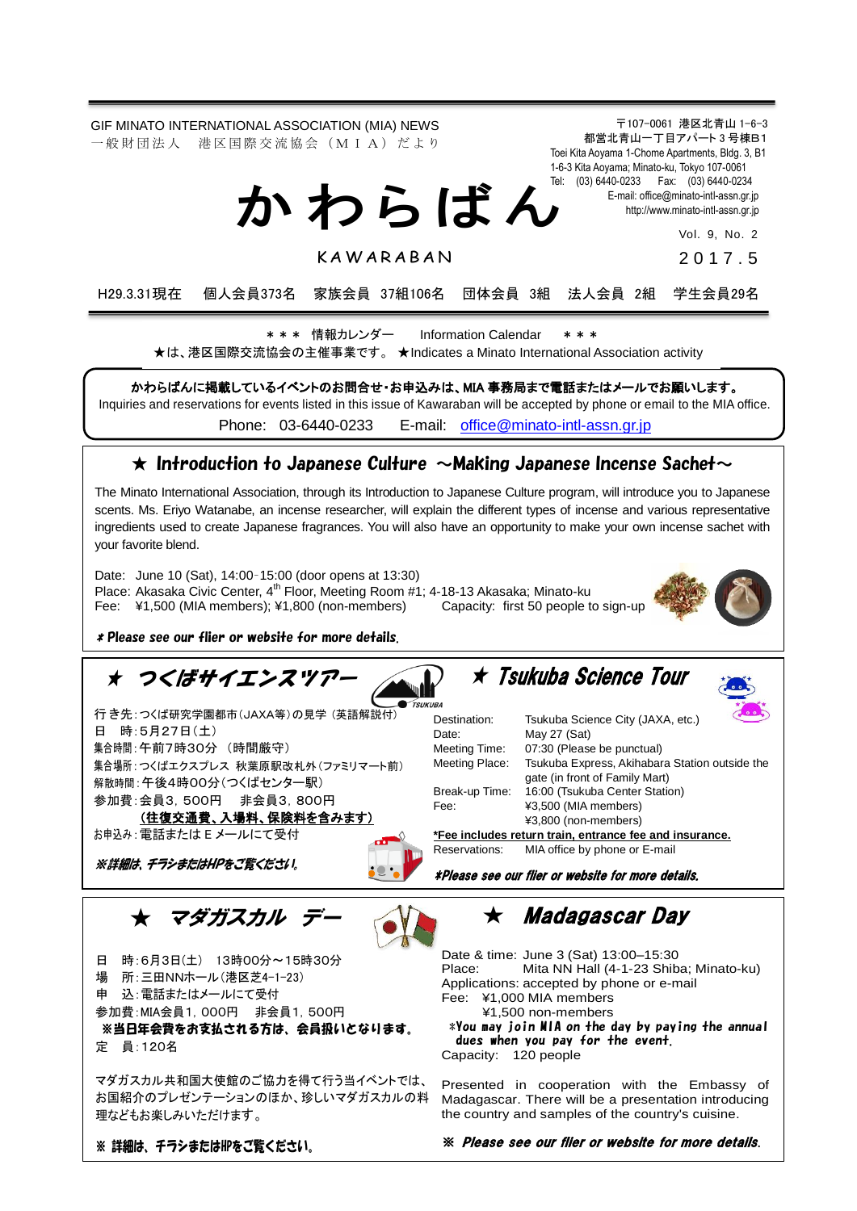GIF MINATO INTERNATIONAL ASSOCIATION (MIA) NEWS
一般財団法人　港区国際交流協会（ＭＩＡ）だより

〒107-0061 港区北青山 1-6-3
都営北青山一丁目アパート３号棟B1
Toei Kita Aoyama 1-Chome Apartments, Bldg. 3, B1
1-6-3 Kita Aoyama; Minato-ku, Tokyo 107-0061
Tel: (03) 6440-0233 Fax: (03) 6440-0234
E-mail: office@minato-intl-assn.gr.jp
http://www.minato-intl-assn.gr.jp

# かわらばん

KAWARABAN

Vol. 9, No. 2
2017.5

H29.3.31現在　個人会員373名　家族会員 37組106名　団体会員 3組　法人会員 2組　学生会員29名

＊＊＊ 情報カレンダー　Information Calendar ＊＊＊

★は、港区国際交流協会の主催事業です。 ★Indicates a Minato International Association activity

**かわらばんに掲載しているイベントのお問合せ・お申込みは、MIA 事務局まで電話またはメールでお願いします。**
Inquiries and reservations for events listed in this issue of Kawaraban will be accepted by phone or email to the MIA office.
Phone: 03-6440-0233　E-mail: office@minato-intl-assn.gr.jp

## ★ Introduction to Japanese Culture ～Making Japanese Incense Sachet～

The Minato International Association, through its Introduction to Japanese Culture program, will introduce you to Japanese scents. Ms. Eriyo Watanabe, an incense researcher, will explain the different types of incense and various representative ingredients used to create Japanese fragrances. You will also have an opportunity to make your own incense sachet with your favorite blend.

Date: June 10 (Sat), 14:00-15:00 (door opens at 13:30)
Place: Akasaka Civic Center, 4th Floor, Meeting Room #1; 4-18-13 Akasaka; Minato-ku
Fee: ¥1,500 (MIA members); ¥1,800 (non-members)　Capacity: first 50 people to sign-up

***Please see our flier or website for more details.***

## ★ つくばサイエンスツアー

行き先：つくば研究学園都市（JAXA等）の見学（英語解説付）
日　時：5月27日（土）
集合時間：午前7時30分 （時間厳守）
集合場所：つくばエクスプレス 秋葉原駅改札外（ファミリマート前）
解散時間：午後4時00分（つくばセンター駅）
参加費：会員3，500円　非会員3，800円
**(往復交通費、入場料、保険料を含みます)**
お申込み：電話または E メールにて受付

***※詳細は、チラシまたはHPをご覧ください。***

## ★ Tsukuba Science Tour

Destination: Tsukuba Science City (JAXA, etc.)
Date: May 27 (Sat)
Meeting Time: 07:30 (Please be punctual)
Meeting Place: Tsukuba Express, Akihabara Station outside the gate (in front of Family Mart)
Break-up Time: 16:00 (Tsukuba Center Station)
Fee: ¥3,500 (MIA members)
¥3,800 (non-members)
**\*Fee includes return train, entrance fee and insurance.**
Reservations: MIA office by phone or E-mail

***\*Please see our flier or website for more details.***

## ★ マダガスカル デー

日　時：6月3日(土)　13時00分～15時30分
場　所：三田NNホール（港区芝4-1-23）
申　込：電話またはメールにて受付
参加費：MIA会員1，000円　非会員1，500円
**※当日年会費をお支払される方は、会員扱いとなります。**
定　員：120名

マダガスカル共和国大使館のご協力を得て行う当イベントでは、お国紹介のプレゼンテーションのほか、珍しいマダガスカルの料理などもお楽しみいただけます。

**※ 詳細は、チラシまたはHPをご覧ください。**

## ★ Madagascar Day

Date & time: June 3 (Sat) 13:00–15:30
Place: Mita NN Hall (4-1-23 Shiba; Minato-ku)
Applications: accepted by phone or e-mail
Fee: ¥1,000 MIA members
¥1,500 non-members
**\*You may join MIA on the day by paying the annual dues when you pay for the event.**
Capacity: 120 people

Presented in cooperation with the Embassy of Madagascar. There will be a presentation introducing the country and samples of the country's cuisine.

***※ Please see our flier or website for more details.***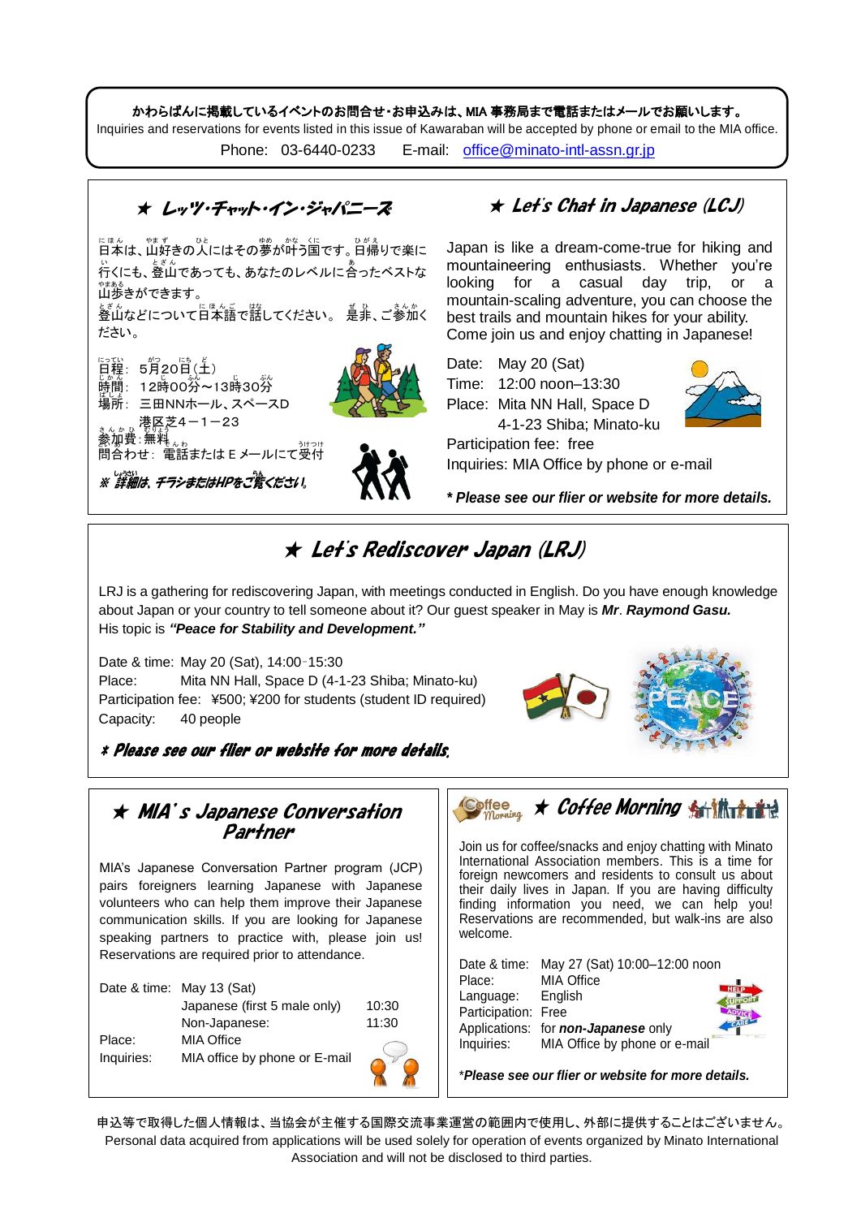**かわらばんに掲載しているイベントのお問合せ・お申込みは、MIA 事務局まで電話またはメールでお願いします。**
Inquiries and reservations for events listed in this issue of Kawaraban will be accepted by phone or email to the MIA office.
Phone: 03-6440-0233 E-mail: office@minato-intl-assn.gr.jp

## ★ レッツ・チャット・イン・ジャパニーズ

日本は、山好きの人にはその夢が叶う国です。日帰りで楽に行くにも、登山であっても、あなたのレベルに合ったベストな山歩きができます。
登山などについて日本語で話してください。 是非、ご参加ください。

日程：5月20日(土)
時間：12時00分～13時30分
場所：三田NNホール、スペースD
　　　港区芝4－1－23
参加費：無料
問合わせ：電話または E メールにて受付

※ *詳細は、チラシまたはHPをご覧ください。*

## ★ Let's Chat in Japanese (LCJ)

Japan is like a dream-come-true for hiking and mountaineering enthusiasts. Whether you're looking for a casual day trip, or a mountain-scaling adventure, you can choose the best trails and mountain hikes for your ability. Come join us and enjoy chatting in Japanese!

Date: May 20 (Sat)
Time: 12:00 noon–13:30
Place: Mita NN Hall, Space D
4-1-23 Shiba; Minato-ku
Participation fee: free
Inquiries: MIA Office by phone or e-mail

***\* Please see our flier or website for more details.***

## ★ Let's Rediscover Japan (LRJ)

LRJ is a gathering for rediscovering Japan, with meetings conducted in English. Do you have enough knowledge about Japan or your country to tell someone about it? Our guest speaker in May is ***Mr. Raymond Gasu.***
His topic is ***"Peace for Stability and Development."***

Date & time: May 20 (Sat), 14:00‐15:30
Place: Mita NN Hall, Space D (4-1-23 Shiba; Minato-ku)
Participation fee: ¥500; ¥200 for students (student ID required)
Capacity: 40 people

***\* Please see our flier or website for more details.***

## ★ MIA's Japanese Conversation Partner

MIA's Japanese Conversation Partner program (JCP) pairs foreigners learning Japanese with Japanese volunteers who can help them improve their Japanese communication skills. If you are looking for Japanese speaking partners to practice with, please join us! Reservations are required prior to attendance.

Date & time: May 13 (Sat)
Japanese (first 5 male only) 10:30
Non-Japanese: 11:30
Place: MIA Office
Inquiries: MIA office by phone or E-mail

## ★ Coffee Morning

Join us for coffee/snacks and enjoy chatting with Minato International Association members. This is a time for foreign newcomers and residents to consult us about their daily lives in Japan. If you are having difficulty finding information you need, we can help you! Reservations are recommended, but walk-ins are also welcome.

Date & time: May 27 (Sat) 10:00–12:00 noon
Place: MIA Office
Language: English
Participation: Free
Applications: for ***non-Japanese*** only
Inquiries: MIA Office by phone or e-mail

\****Please see our flier or website for more details.***

申込等で取得した個人情報は、当協会が主催する国際交流事業運営の範囲内で使用し、外部に提供することはございません。
Personal data acquired from applications will be used solely for operation of events organized by Minato International Association and will not be disclosed to third parties.